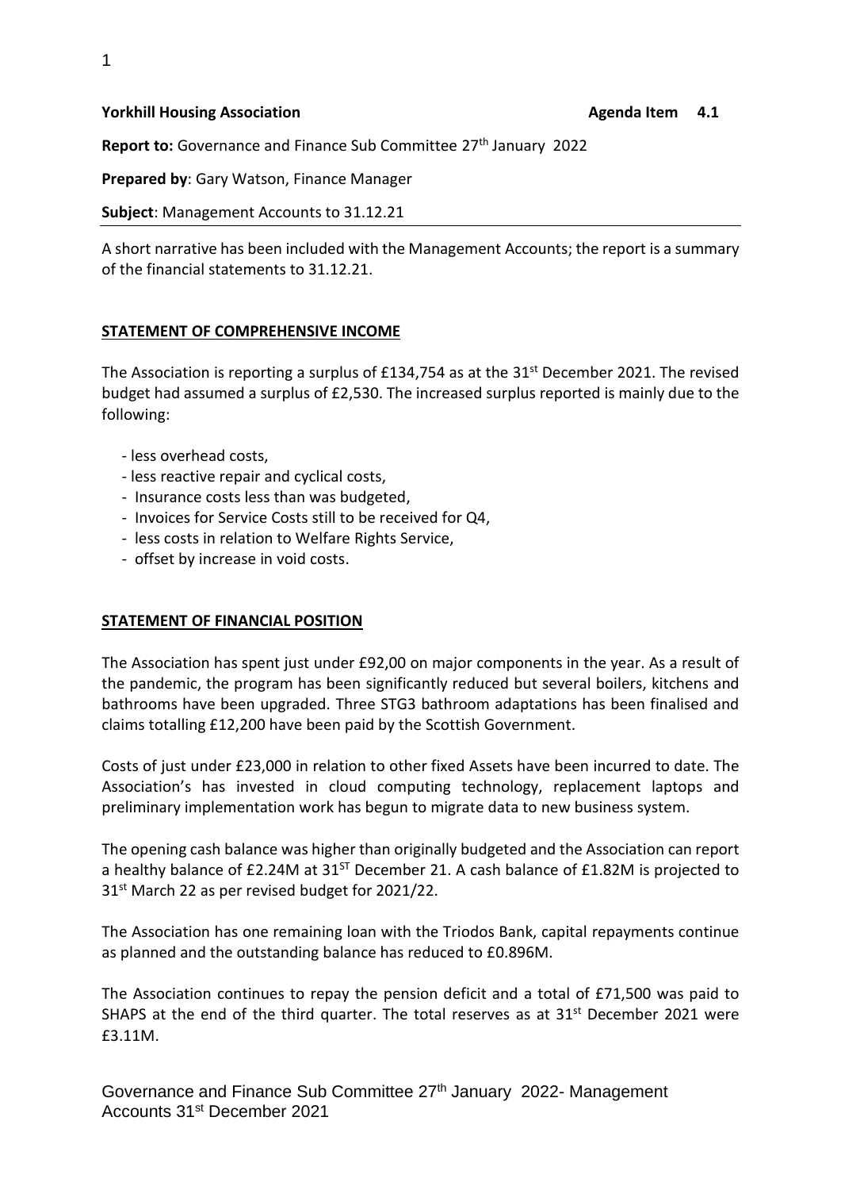**Yorkhill Housing Association** **Agenda Item 4.1**

**Report to:** Governance and Finance Sub Committee 27th January 2022

**Prepared by**: Gary Watson, Finance Manager

**Subject**: Management Accounts to 31.12.21

A short narrative has been included with the Management Accounts; the report is a summary of the financial statements to 31.12.21.

## STATEMENT OF COMPREHENSIVE INCOME

The Association is reporting a surplus of £134,754 as at the 31st December 2021. The revised budget had assumed a surplus of £2,530. The increased surplus reported is mainly due to the following:

- less overhead costs,
- less reactive repair and cyclical costs,
- Insurance costs less than was budgeted,
- Invoices for Service Costs still to be received for Q4,
- less costs in relation to Welfare Rights Service,
- offset by increase in void costs.

## STATEMENT OF FINANCIAL POSITION

The Association has spent just under £92,00 on major components in the year. As a result of the pandemic, the program has been significantly reduced but several boilers, kitchens and bathrooms have been upgraded. Three STG3 bathroom adaptations has been finalised and claims totalling £12,200 have been paid by the Scottish Government.

Costs of just under £23,000 in relation to other fixed Assets have been incurred to date. The Association's has invested in cloud computing technology, replacement laptops and preliminary implementation work has begun to migrate data to new business system.

The opening cash balance was higher than originally budgeted and the Association can report a healthy balance of £2.24M at 31ST December 21. A cash balance of £1.82M is projected to 31st March 22 as per revised budget for 2021/22.

The Association has one remaining loan with the Triodos Bank, capital repayments continue as planned and the outstanding balance has reduced to £0.896M.

The Association continues to repay the pension deficit and a total of £71,500 was paid to SHAPS at the end of the third quarter. The total reserves as at 31st December 2021 were £3.11M.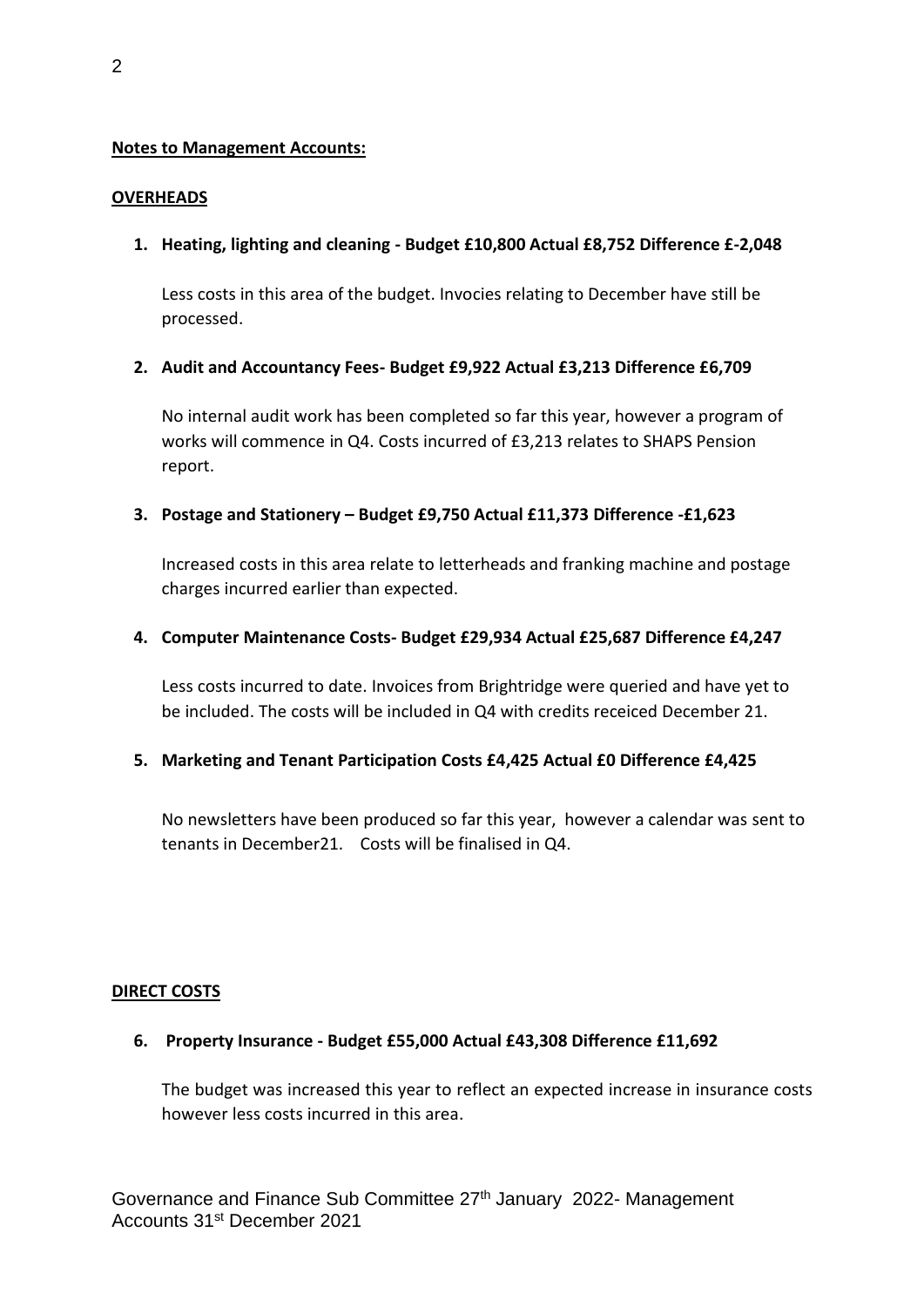**Notes to Management Accounts:**

**OVERHEADS**

1. **Heating, lighting and cleaning - Budget £10,800 Actual £8,752 Difference £-2,048**

   Less costs in this area of the budget. Invocies relating to December have still be processed.

2. **Audit and Accountancy Fees- Budget £9,922 Actual £3,213 Difference £6,709**

   No internal audit work has been completed so far this year, however a program of works will commence in Q4. Costs incurred of £3,213 relates to SHAPS Pension report.

3. **Postage and Stationery – Budget £9,750 Actual £11,373 Difference -£1,623**

   Increased costs in this area relate to letterheads and franking machine and postage charges incurred earlier than expected.

4. **Computer Maintenance Costs- Budget £29,934 Actual £25,687 Difference £4,247**

   Less costs incurred to date. Invoices from Brightridge were queried and have yet to be included. The costs will be included in Q4 with credits receiced December 21.

5. **Marketing and Tenant Participation Costs £4,425 Actual £0 Difference £4,425**

   No newsletters have been produced so far this year, however a calendar was sent to tenants in December21. Costs will be finalised in Q4.

**DIRECT COSTS**

6. **Property Insurance - Budget £55,000 Actual £43,308 Difference £11,692**

   The budget was increased this year to reflect an expected increase in insurance costs however less costs incurred in this area.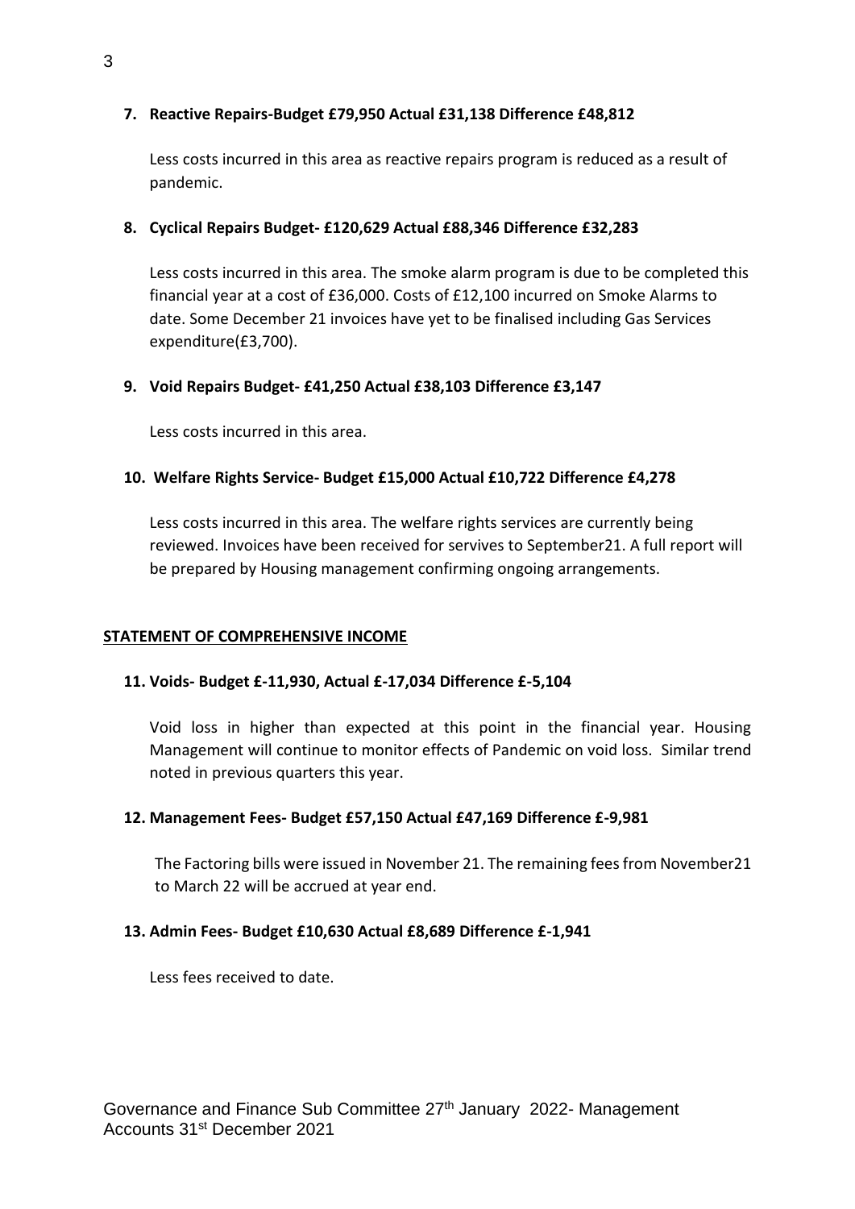**7. Reactive Repairs-Budget £79,950 Actual £31,138 Difference £48,812**

Less costs incurred in this area as reactive repairs program is reduced as a result of pandemic.

**8. Cyclical Repairs Budget- £120,629 Actual £88,346 Difference £32,283**

Less costs incurred in this area. The smoke alarm program is due to be completed this financial year at a cost of £36,000. Costs of £12,100 incurred on Smoke Alarms to date. Some December 21 invoices have yet to be finalised including Gas Services expenditure(£3,700).

**9. Void Repairs Budget- £41,250 Actual £38,103 Difference £3,147**

Less costs incurred in this area.

**10. Welfare Rights Service- Budget £15,000 Actual £10,722 Difference £4,278**

Less costs incurred in this area. The welfare rights services are currently being reviewed. Invoices have been received for servives to September21. A full report will be prepared by Housing management confirming ongoing arrangements.

**STATEMENT OF COMPREHENSIVE INCOME**

**11. Voids- Budget £-11,930, Actual £-17,034 Difference £-5,104**

Void loss in higher than expected at this point in the financial year. Housing Management will continue to monitor effects of Pandemic on void loss. Similar trend noted in previous quarters this year.

**12. Management Fees- Budget £57,150 Actual £47,169 Difference £-9,981**

The Factoring bills were issued in November 21. The remaining fees from November21 to March 22 will be accrued at year end.

**13. Admin Fees- Budget £10,630 Actual £8,689 Difference £-1,941**

Less fees received to date.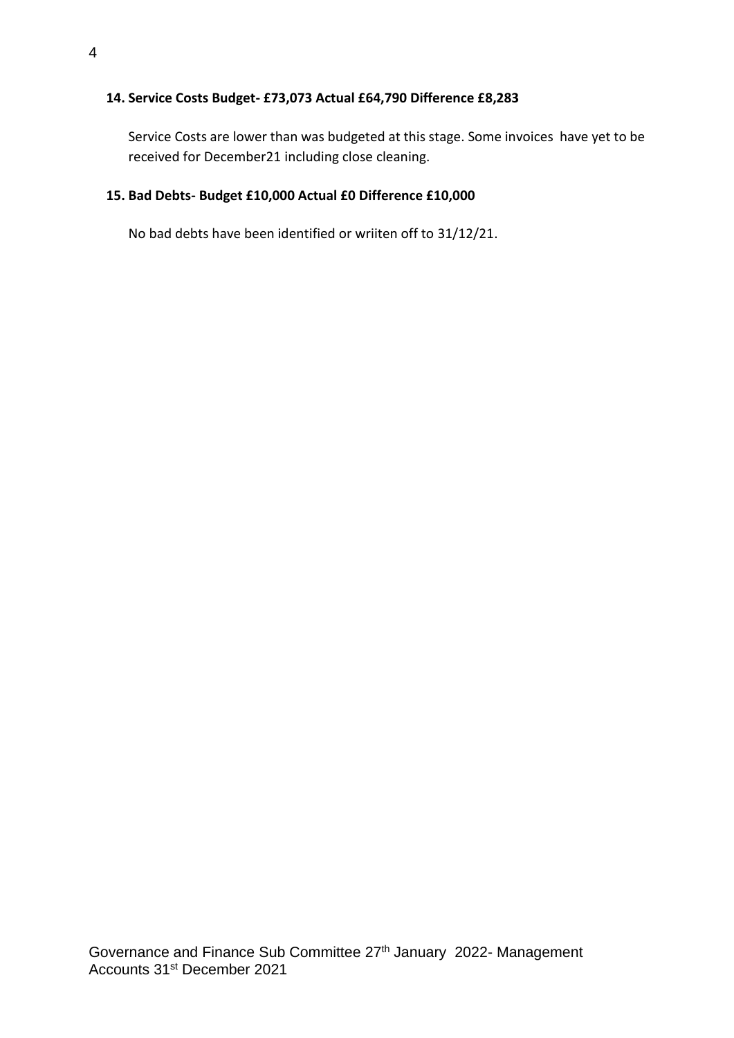**14. Service Costs Budget- £73,073 Actual £64,790 Difference £8,283**

Service Costs are lower than was budgeted at this stage. Some invoices have yet to be received for December21 including close cleaning.

**15. Bad Debts- Budget £10,000 Actual £0 Difference £10,000**

No bad debts have been identified or wriiten off to 31/12/21.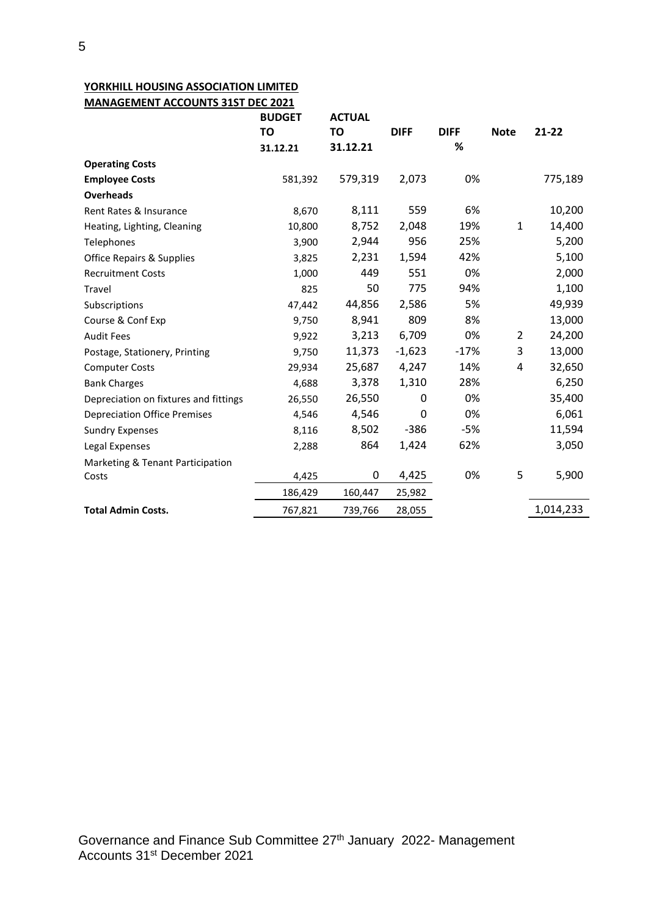**YORKHILL HOUSING ASSOCIATION LIMITED**

**MANAGEMENT ACCOUNTS 31ST DEC 2021**

| | BUDGET TO 31.12.21 | ACTUAL TO 31.12.21 | DIFF | DIFF % | Note | 21-22 |
|---|---|---|---|---|---|---|
| **Operating Costs** | | | | | | |
| **Employee Costs** | 581,392 | 579,319 | 2,073 | 0% | | 775,189 |
| **Overheads** | | | | | | |
| Rent Rates & Insurance | 8,670 | 8,111 | 559 | 6% | | 10,200 |
| Heating, Lighting, Cleaning | 10,800 | 8,752 | 2,048 | 19% | 1 | 14,400 |
| Telephones | 3,900 | 2,944 | 956 | 25% | | 5,200 |
| Office Repairs & Supplies | 3,825 | 2,231 | 1,594 | 42% | | 5,100 |
| Recruitment Costs | 1,000 | 449 | 551 | 0% | | 2,000 |
| Travel | 825 | 50 | 775 | 94% | | 1,100 |
| Subscriptions | 47,442 | 44,856 | 2,586 | 5% | | 49,939 |
| Course & Conf Exp | 9,750 | 8,941 | 809 | 8% | | 13,000 |
| Audit Fees | 9,922 | 3,213 | 6,709 | 0% | 2 | 24,200 |
| Postage, Stationery, Printing | 9,750 | 11,373 | -1,623 | -17% | 3 | 13,000 |
| Computer Costs | 29,934 | 25,687 | 4,247 | 14% | 4 | 32,650 |
| Bank Charges | 4,688 | 3,378 | 1,310 | 28% | | 6,250 |
| Depreciation on fixtures and fittings | 26,550 | 26,550 | 0 | 0% | | 35,400 |
| Depreciation Office Premises | 4,546 | 4,546 | 0 | 0% | | 6,061 |
| Sundry Expenses | 8,116 | 8,502 | -386 | -5% | | 11,594 |
| Legal Expenses | 2,288 | 864 | 1,424 | 62% | | 3,050 |
| Marketing & Tenant Participation Costs | 4,425 | 0 | 4,425 | 0% | 5 | 5,900 |
| | 186,429 | 160,447 | 25,982 | | | |
| **Total Admin Costs.** | 767,821 | 739,766 | 28,055 | | | 1,014,233 |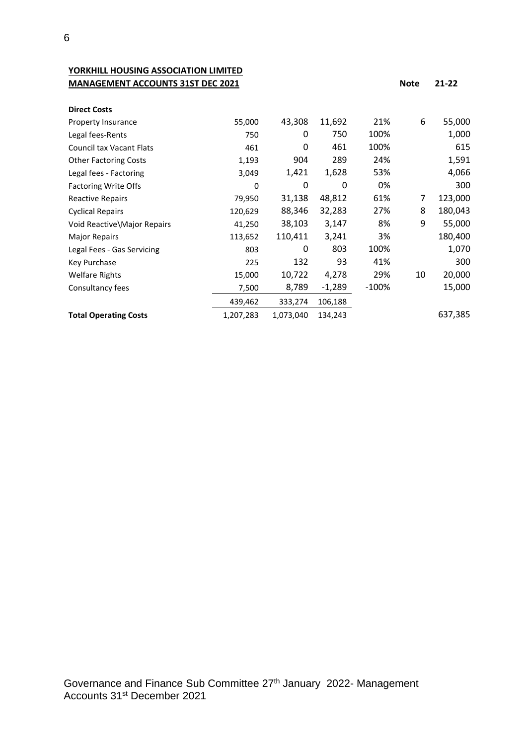**YORKHILL HOUSING ASSOCIATION LIMITED**
**MANAGEMENT ACCOUNTS 31ST DEC 2021**

| | | | | | Note | 21-22 |
|---|---|---|---|---|---|---|
| **Direct Costs** | | | | | | |
| Property Insurance | 55,000 | 43,308 | 11,692 | 21% | 6 | 55,000 |
| Legal fees-Rents | 750 | 0 | 750 | 100% | | 1,000 |
| Council tax Vacant Flats | 461 | 0 | 461 | 100% | | 615 |
| Other Factoring Costs | 1,193 | 904 | 289 | 24% | | 1,591 |
| Legal fees - Factoring | 3,049 | 1,421 | 1,628 | 53% | | 4,066 |
| Factoring Write Offs | 0 | 0 | 0 | 0% | | 300 |
| Reactive Repairs | 79,950 | 31,138 | 48,812 | 61% | 7 | 123,000 |
| Cyclical Repairs | 120,629 | 88,346 | 32,283 | 27% | 8 | 180,043 |
| Void Reactive\Major Repairs | 41,250 | 38,103 | 3,147 | 8% | 9 | 55,000 |
| Major Repairs | 113,652 | 110,411 | 3,241 | 3% | | 180,400 |
| Legal Fees - Gas Servicing | 803 | 0 | 803 | 100% | | 1,070 |
| Key Purchase | 225 | 132 | 93 | 41% | | 300 |
| Welfare Rights | 15,000 | 10,722 | 4,278 | 29% | 10 | 20,000 |
| Consultancy fees | 7,500 | 8,789 | -1,289 | -100% | | 15,000 |
| | 439,462 | 333,274 | 106,188 | | | |
| **Total Operating Costs** | 1,207,283 | 1,073,040 | 134,243 | | | 637,385 |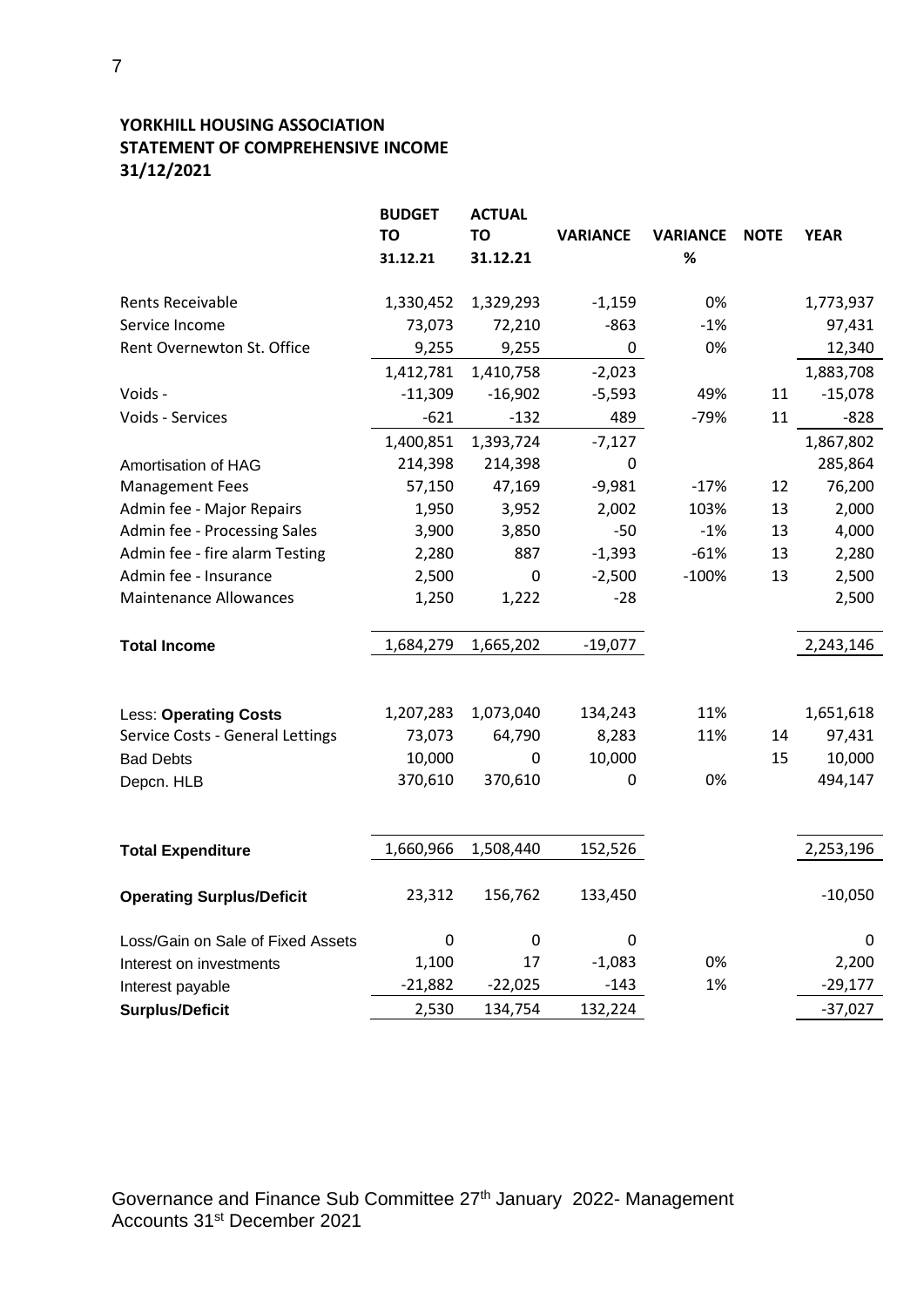**YORKHILL HOUSING ASSOCIATION**
**STATEMENT OF COMPREHENSIVE INCOME**
**31/12/2021**

| | BUDGET TO 31.12.21 | ACTUAL TO 31.12.21 | VARIANCE | VARIANCE % | NOTE | YEAR |
|---|---|---|---|---|---|---|
| Rents Receivable | 1,330,452 | 1,329,293 | -1,159 | 0% | | 1,773,937 |
| Service Income | 73,073 | 72,210 | -863 | -1% | | 97,431 |
| Rent Overnewton St. Office | 9,255 | 9,255 | 0 | 0% | | 12,340 |
| | 1,412,781 | 1,410,758 | -2,023 | | | 1,883,708 |
| Voids - | -11,309 | -16,902 | -5,593 | 49% | 11 | -15,078 |
| Voids - Services | -621 | -132 | 489 | -79% | 11 | -828 |
| | 1,400,851 | 1,393,724 | -7,127 | | | 1,867,802 |
| Amortisation of HAG | 214,398 | 214,398 | 0 | | | 285,864 |
| Management Fees | 57,150 | 47,169 | -9,981 | -17% | 12 | 76,200 |
| Admin fee - Major Repairs | 1,950 | 3,952 | 2,002 | 103% | 13 | 2,000 |
| Admin fee - Processing Sales | 3,900 | 3,850 | -50 | -1% | 13 | 4,000 |
| Admin fee - fire alarm Testing | 2,280 | 887 | -1,393 | -61% | 13 | 2,280 |
| Admin fee - Insurance | 2,500 | 0 | -2,500 | -100% | 13 | 2,500 |
| Maintenance Allowances | 1,250 | 1,222 | -28 | | | 2,500 |
| **Total Income** | 1,684,279 | 1,665,202 | -19,077 | | | 2,243,146 |
| Less: **Operating Costs** | 1,207,283 | 1,073,040 | 134,243 | 11% | | 1,651,618 |
| Service Costs - General Lettings | 73,073 | 64,790 | 8,283 | 11% | 14 | 97,431 |
| Bad Debts | 10,000 | 0 | 10,000 | | 15 | 10,000 |
| Depcn. HLB | 370,610 | 370,610 | 0 | 0% | | 494,147 |
| **Total Expenditure** | 1,660,966 | 1,508,440 | 152,526 | | | 2,253,196 |
| **Operating Surplus/Deficit** | 23,312 | 156,762 | 133,450 | | | -10,050 |
| Loss/Gain on Sale of Fixed Assets | 0 | 0 | 0 | | | 0 |
| Interest on investments | 1,100 | 17 | -1,083 | 0% | | 2,200 |
| Interest payable | -21,882 | -22,025 | -143 | 1% | | -29,177 |
| **Surplus/Deficit** | 2,530 | 134,754 | 132,224 | | | -37,027 |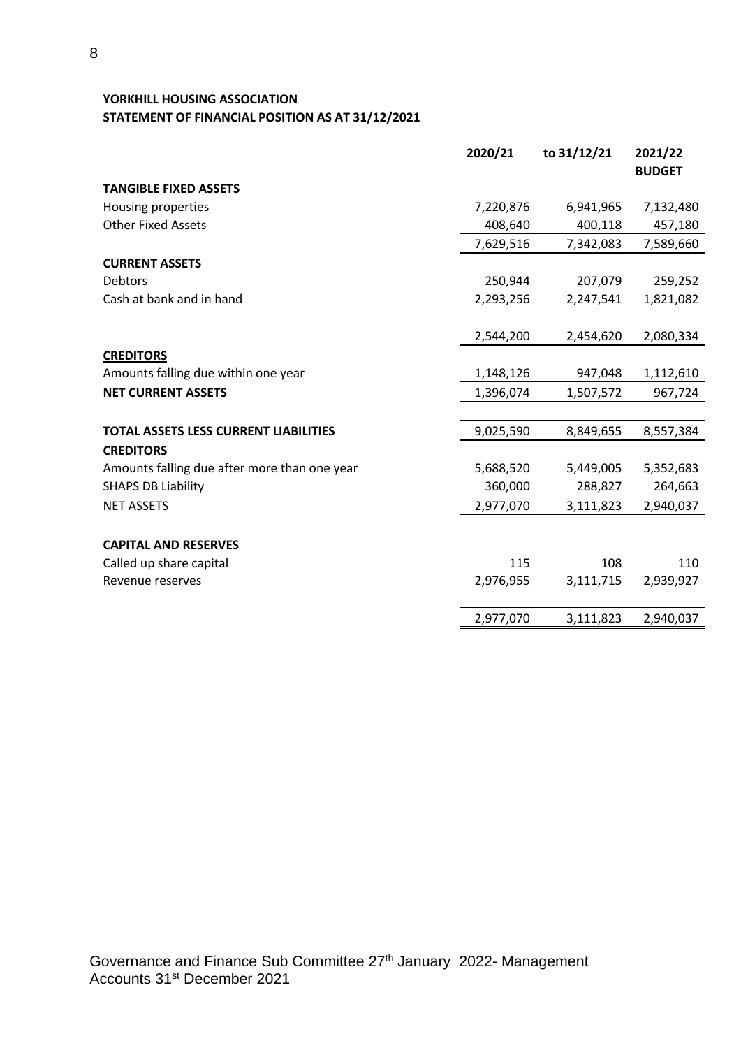**YORKHILL HOUSING ASSOCIATION**
**STATEMENT OF FINANCIAL POSITION AS AT 31/12/2021**

| | 2020/21 | to 31/12/21 | 2021/22 BUDGET |
|---|---|---|---|
| **TANGIBLE FIXED ASSETS** | | | |
| Housing properties | 7,220,876 | 6,941,965 | 7,132,480 |
| Other Fixed Assets | 408,640 | 400,118 | 457,180 |
| | 7,629,516 | 7,342,083 | 7,589,660 |
| **CURRENT ASSETS** | | | |
| Debtors | 250,944 | 207,079 | 259,252 |
| Cash at bank and in hand | 2,293,256 | 2,247,541 | 1,821,082 |
| | 2,544,200 | 2,454,620 | 2,080,334 |
| **CREDITORS** | | | |
| Amounts falling due within one year | 1,148,126 | 947,048 | 1,112,610 |
| **NET CURRENT ASSETS** | 1,396,074 | 1,507,572 | 967,724 |
| **TOTAL ASSETS LESS CURRENT LIABILITIES** | 9,025,590 | 8,849,655 | 8,557,384 |
| **CREDITORS** | | | |
| Amounts falling due after more than one year | 5,688,520 | 5,449,005 | 5,352,683 |
| SHAPS DB Liability | 360,000 | 288,827 | 264,663 |
| NET ASSETS | 2,977,070 | 3,111,823 | 2,940,037 |
| **CAPITAL AND RESERVES** | | | |
| Called up share capital | 115 | 108 | 110 |
| Revenue reserves | 2,976,955 | 3,111,715 | 2,939,927 |
| | 2,977,070 | 3,111,823 | 2,940,037 |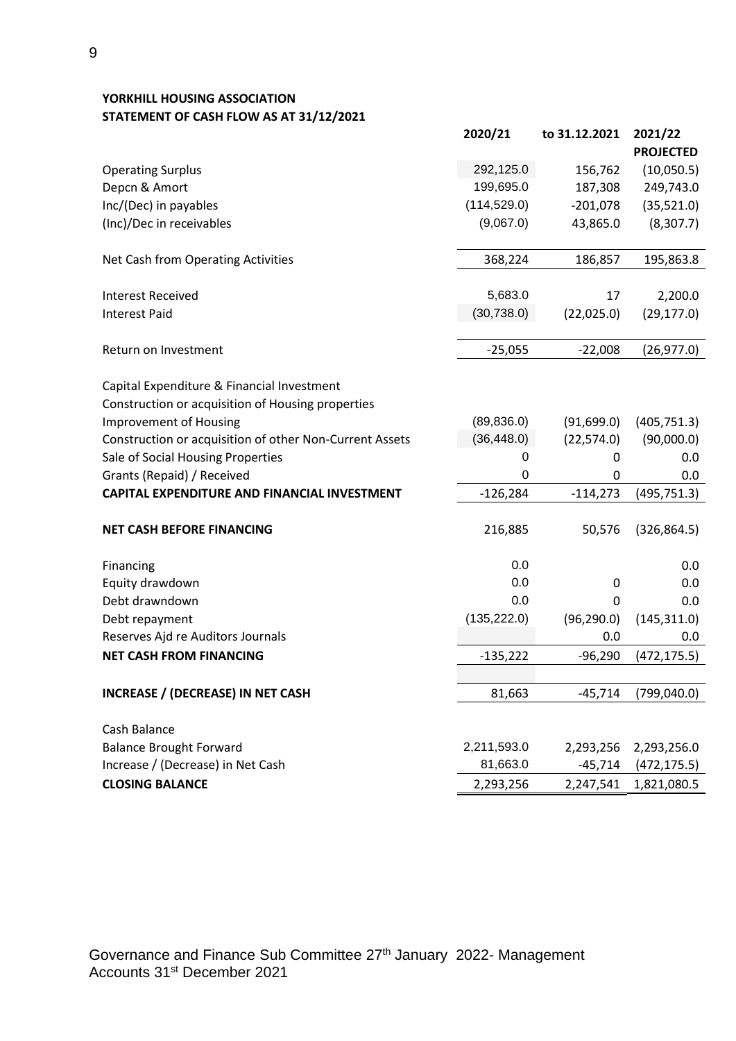**YORKHILL HOUSING ASSOCIATION**
**STATEMENT OF CASH FLOW AS AT 31/12/2021**

| | 2020/21 | to 31.12.2021 | 2021/22 PROJECTED |
|---|---|---|---|
| Operating Surplus | 292,125.0 | 156,762 | (10,050.5) |
| Depcn & Amort | 199,695.0 | 187,308 | 249,743.0 |
| Inc/(Dec) in payables | (114,529.0) | -201,078 | (35,521.0) |
| (Inc)/Dec in receivables | (9,067.0) | 43,865.0 | (8,307.7) |
| Net Cash from Operating Activities | 368,224 | 186,857 | 195,863.8 |
| Interest Received | 5,683.0 | 17 | 2,200.0 |
| Interest Paid | (30,738.0) | (22,025.0) | (29,177.0) |
| Return on Investment | -25,055 | -22,008 | (26,977.0) |
| Capital Expenditure & Financial Investment | | | |
| Construction or acquisition of Housing properties | | | |
| Improvement of Housing | (89,836.0) | (91,699.0) | (405,751.3) |
| Construction or acquisition of other Non-Current Assets | (36,448.0) | (22,574.0) | (90,000.0) |
| Sale of Social Housing Properties | 0 | 0 | 0.0 |
| Grants (Repaid) / Received | 0 | 0 | 0.0 |
| **CAPITAL EXPENDITURE AND FINANCIAL INVESTMENT** | -126,284 | -114,273 | (495,751.3) |
| **NET CASH BEFORE FINANCING** | 216,885 | 50,576 | (326,864.5) |
| Financing | 0.0 | | 0.0 |
| Equity drawdown | 0.0 | 0 | 0.0 |
| Debt drawndown | 0.0 | 0 | 0.0 |
| Debt repayment | (135,222.0) | (96,290.0) | (145,311.0) |
| Reserves Ajd re Auditors Journals | | 0.0 | 0.0 |
| **NET CASH FROM FINANCING** | -135,222 | -96,290 | (472,175.5) |
| **INCREASE / (DECREASE) IN NET CASH** | 81,663 | -45,714 | (799,040.0) |
| Cash Balance | | | |
| Balance Brought Forward | 2,211,593.0 | 2,293,256 | 2,293,256.0 |
| Increase / (Decrease) in Net Cash | 81,663.0 | -45,714 | (472,175.5) |
| **CLOSING BALANCE** | 2,293,256 | 2,247,541 | 1,821,080.5 |

Governance and Finance Sub Committee 27th January 2022- Management Accounts 31st December 2021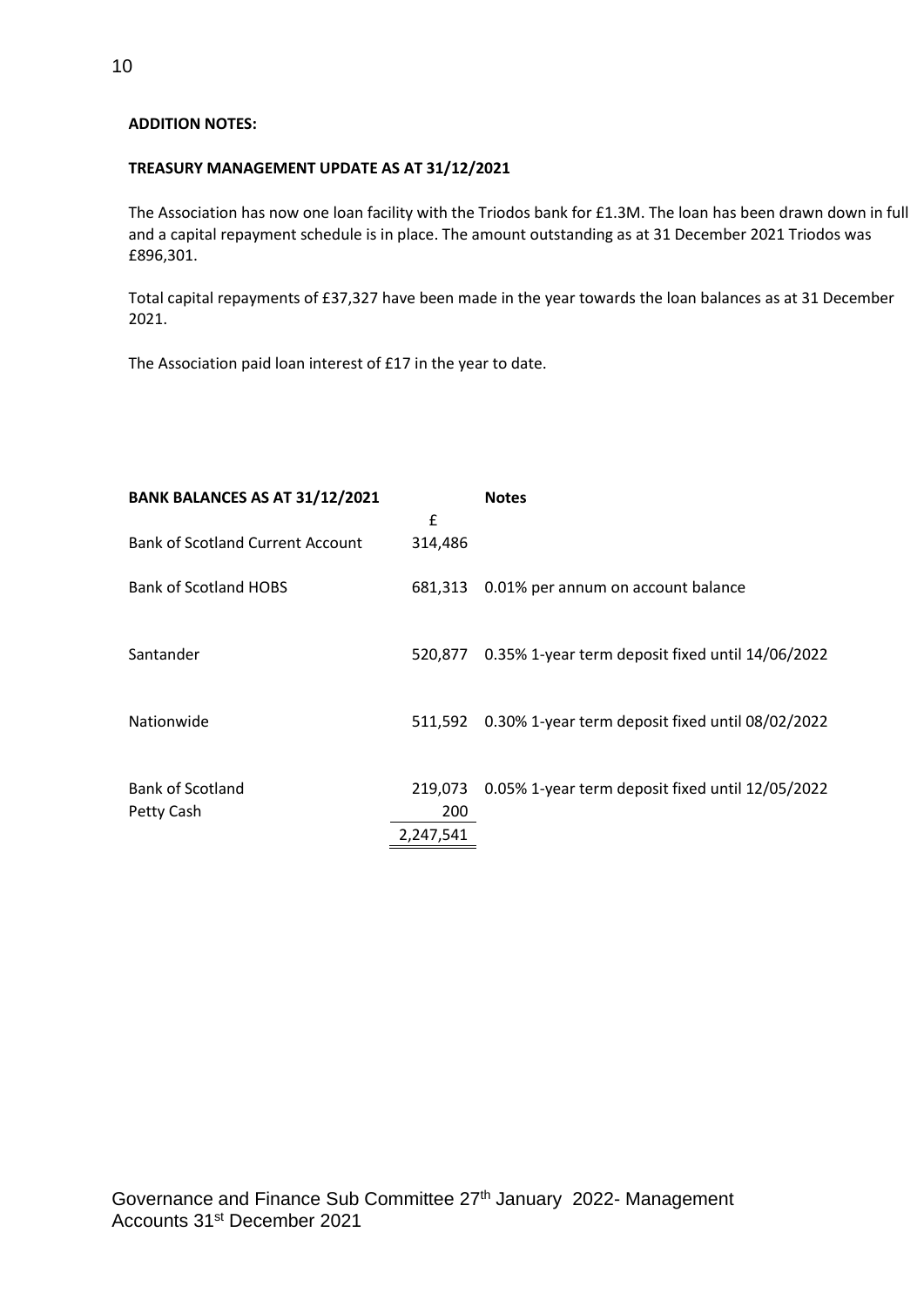**ADDITION NOTES:**

**TREASURY MANAGEMENT UPDATE AS AT 31/12/2021**

The Association has now one loan facility with the Triodos bank for £1.3M. The loan has been drawn down in full and a capital repayment schedule is in place. The amount outstanding as at 31 December 2021 Triodos was £896,301.

Total capital repayments of £37,327 have been made in the year towards the loan balances as at 31 December 2021.

The Association paid loan interest of £17 in the year to date.

| **BANK BALANCES AS AT 31/12/2021** | £ | **Notes** |
|---|---|---|
| Bank of Scotland Current Account | 314,486 | |
| Bank of Scotland HOBS | 681,313 | 0.01% per annum on account balance |
| Santander | 520,877 | 0.35% 1-year term deposit fixed until 14/06/2022 |
| Nationwide | 511,592 | 0.30% 1-year term deposit fixed until 08/02/2022 |
| Bank of Scotland | 219,073 | 0.05% 1-year term deposit fixed until 12/05/2022 |
| Petty Cash | 200 | |
| | 2,247,541 | |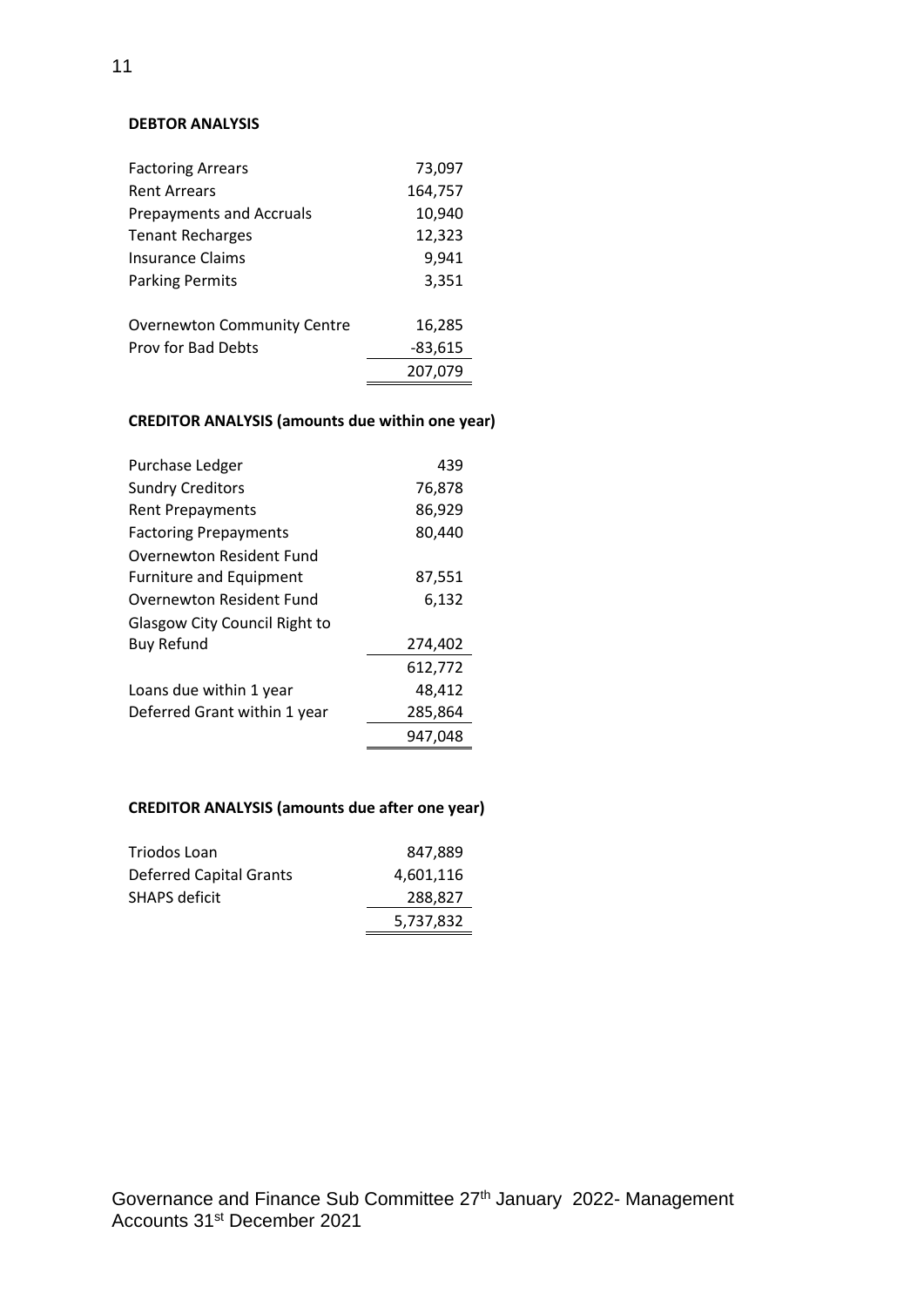**DEBTOR ANALYSIS**

| | |
|---|---|
| Factoring Arrears | 73,097 |
| Rent Arrears | 164,757 |
| Prepayments and Accruals | 10,940 |
| Tenant Recharges | 12,323 |
| Insurance Claims | 9,941 |
| Parking Permits | 3,351 |
| | |
| Overnewton Community Centre | 16,285 |
| Prov for Bad Debts | -83,615 |
| | 207,079 |

**CREDITOR ANALYSIS (amounts due within one year)**

| | |
|---|---|
| Purchase Ledger | 439 |
| Sundry Creditors | 76,878 |
| Rent Prepayments | 86,929 |
| Factoring Prepayments | 80,440 |
| Overnewton Resident Fund Furniture and Equipment | 87,551 |
| Overnewton Resident Fund | 6,132 |
| Glasgow City Council Right to Buy Refund | 274,402 |
| | 612,772 |
| Loans due within 1 year | 48,412 |
| Deferred Grant within 1 year | 285,864 |
| | 947,048 |

**CREDITOR ANALYSIS (amounts due after one year)**

| | |
|---|---|
| Triodos Loan | 847,889 |
| Deferred Capital Grants | 4,601,116 |
| SHAPS deficit | 288,827 |
| | 5,737,832 |